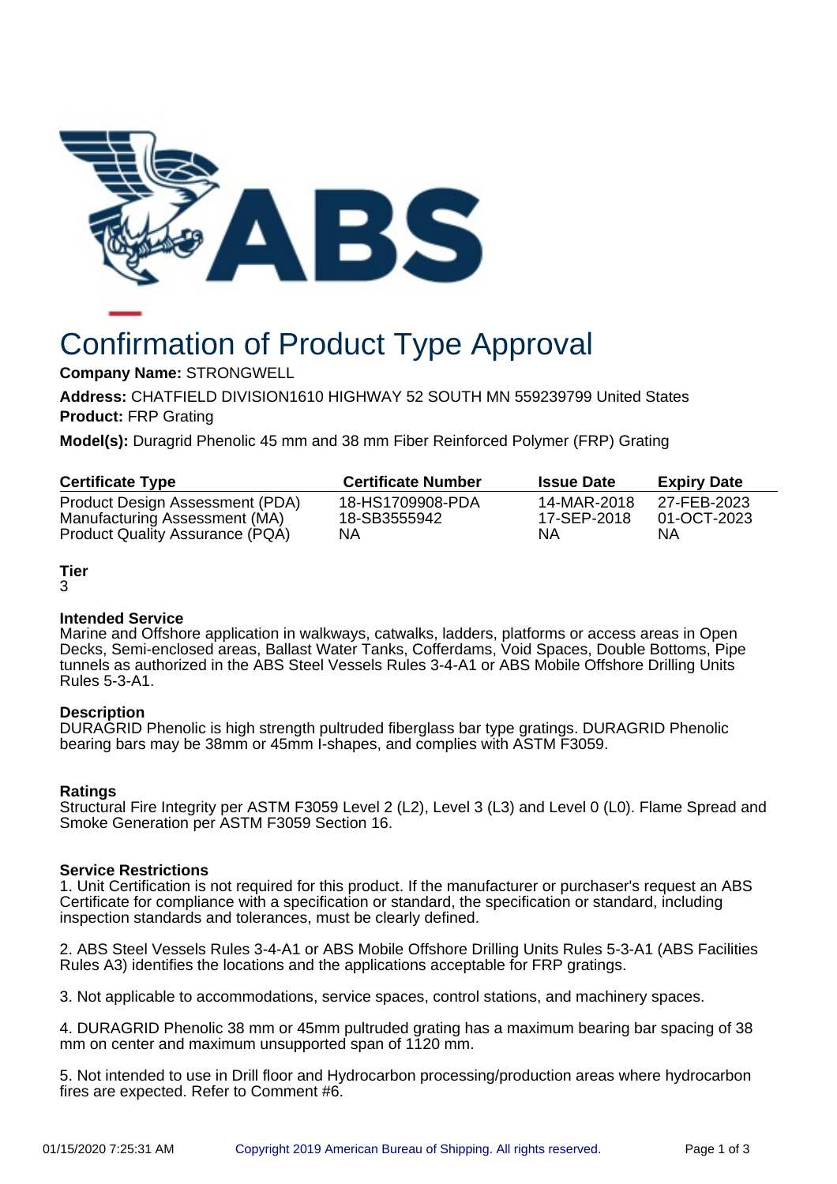# Confirmation of Product Type Approval

**Company Name:** STRONGWELL

**Address:** CHATFIELD DIVISION1610 HIGHWAY 52 SOUTH MN 559239799 United States

**Product:** FRP Grating

**Model(s):** Duragrid Phenolic 45 mm and 38 mm Fiber Reinforced Polymer (FRP) Grating

| Certificate Type | Certificate Number | Issue Date | Expiry Date |
| --- | --- | --- | --- |
| Product Design Assessment (PDA) | 18-HS1709908-PDA | 14-MAR-2018 | 27-FEB-2023 |
| Manufacturing Assessment (MA) | 18-SB3555942 | 17-SEP-2018 | 01-OCT-2023 |
| Product Quality Assurance (PQA) | NA | NA | NA |

**Tier**

3

**Intended Service**

Marine and Offshore application in walkways, catwalks, ladders, platforms or access areas in Open Decks, Semi-enclosed areas, Ballast Water Tanks, Cofferdams, Void Spaces, Double Bottoms, Pipe tunnels as authorized in the ABS Steel Vessels Rules 3-4-A1 or ABS Mobile Offshore Drilling Units Rules 5-3-A1.

**Description**

DURAGRID Phenolic is high strength pultruded fiberglass bar type gratings. DURAGRID Phenolic bearing bars may be 38mm or 45mm I-shapes, and complies with ASTM F3059.

**Ratings**

Structural Fire Integrity per ASTM F3059 Level 2 (L2), Level 3 (L3) and Level 0 (L0). Flame Spread and Smoke Generation per ASTM F3059 Section 16.

**Service Restrictions**

1. Unit Certification is not required for this product. If the manufacturer or purchaser's request an ABS Certificate for compliance with a specification or standard, the specification or standard, including inspection standards and tolerances, must be clearly defined.

2. ABS Steel Vessels Rules 3-4-A1 or ABS Mobile Offshore Drilling Units Rules 5-3-A1 (ABS Facilities Rules A3) identifies the locations and the applications acceptable for FRP gratings.

3. Not applicable to accommodations, service spaces, control stations, and machinery spaces.

4. DURAGRID Phenolic 38 mm or 45mm pultruded grating has a maximum bearing bar spacing of 38 mm on center and maximum unsupported span of 1120 mm.

5. Not intended to use in Drill floor and Hydrocarbon processing/production areas where hydrocarbon fires are expected. Refer to Comment #6.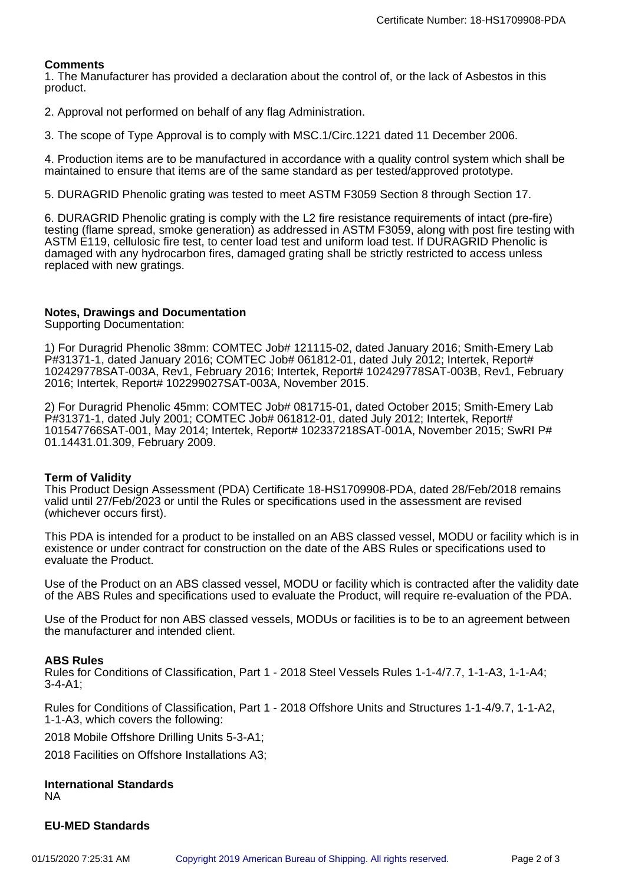## Comments

1. The Manufacturer has provided a declaration about the control of, or the lack of Asbestos in this product.

2. Approval not performed on behalf of any flag Administration.

3. The scope of Type Approval is to comply with MSC.1/Circ.1221 dated 11 December 2006.

4. Production items are to be manufactured in accordance with a quality control system which shall be maintained to ensure that items are of the same standard as per tested/approved prototype.

5. DURAGRID Phenolic grating was tested to meet ASTM F3059 Section 8 through Section 17.

6. DURAGRID Phenolic grating is comply with the L2 fire resistance requirements of intact (pre-fire) testing (flame spread, smoke generation) as addressed in ASTM F3059, along with post fire testing with ASTM E119, cellulosic fire test, to center load test and uniform load test. If DURAGRID Phenolic is damaged with any hydrocarbon fires, damaged grating shall be strictly restricted to access unless replaced with new gratings.

## Notes, Drawings and Documentation

Supporting Documentation:

1) For Duragrid Phenolic 38mm: COMTEC Job# 121115-02, dated January 2016; Smith-Emery Lab P#31371-1, dated January 2016; COMTEC Job# 061812-01, dated July 2012; Intertek, Report# 102429778SAT-003A, Rev1, February 2016; Intertek, Report# 102429778SAT-003B, Rev1, February 2016; Intertek, Report# 102299027SAT-003A, November 2015.

2) For Duragrid Phenolic 45mm: COMTEC Job# 081715-01, dated October 2015; Smith-Emery Lab P#31371-1, dated July 2001; COMTEC Job# 061812-01, dated July 2012; Intertek, Report# 101547766SAT-001, May 2014; Intertek, Report# 102337218SAT-001A, November 2015; SwRI P# 01.14431.01.309, February 2009.

## Term of Validity

This Product Design Assessment (PDA) Certificate 18-HS1709908-PDA, dated 28/Feb/2018 remains valid until 27/Feb/2023 or until the Rules or specifications used in the assessment are revised (whichever occurs first).

This PDA is intended for a product to be installed on an ABS classed vessel, MODU or facility which is in existence or under contract for construction on the date of the ABS Rules or specifications used to evaluate the Product.

Use of the Product on an ABS classed vessel, MODU or facility which is contracted after the validity date of the ABS Rules and specifications used to evaluate the Product, will require re-evaluation of the PDA.

Use of the Product for non ABS classed vessels, MODUs or facilities is to be to an agreement between the manufacturer and intended client.

## ABS Rules

Rules for Conditions of Classification, Part 1 - 2018 Steel Vessels Rules 1-1-4/7.7, 1-1-A3, 1-1-A4; 3-4-A1;

Rules for Conditions of Classification, Part 1 - 2018 Offshore Units and Structures 1-1-4/9.7, 1-1-A2, 1-1-A3, which covers the following:

2018 Mobile Offshore Drilling Units 5-3-A1;

2018 Facilities on Offshore Installations A3;

## International Standards

NA

## EU-MED Standards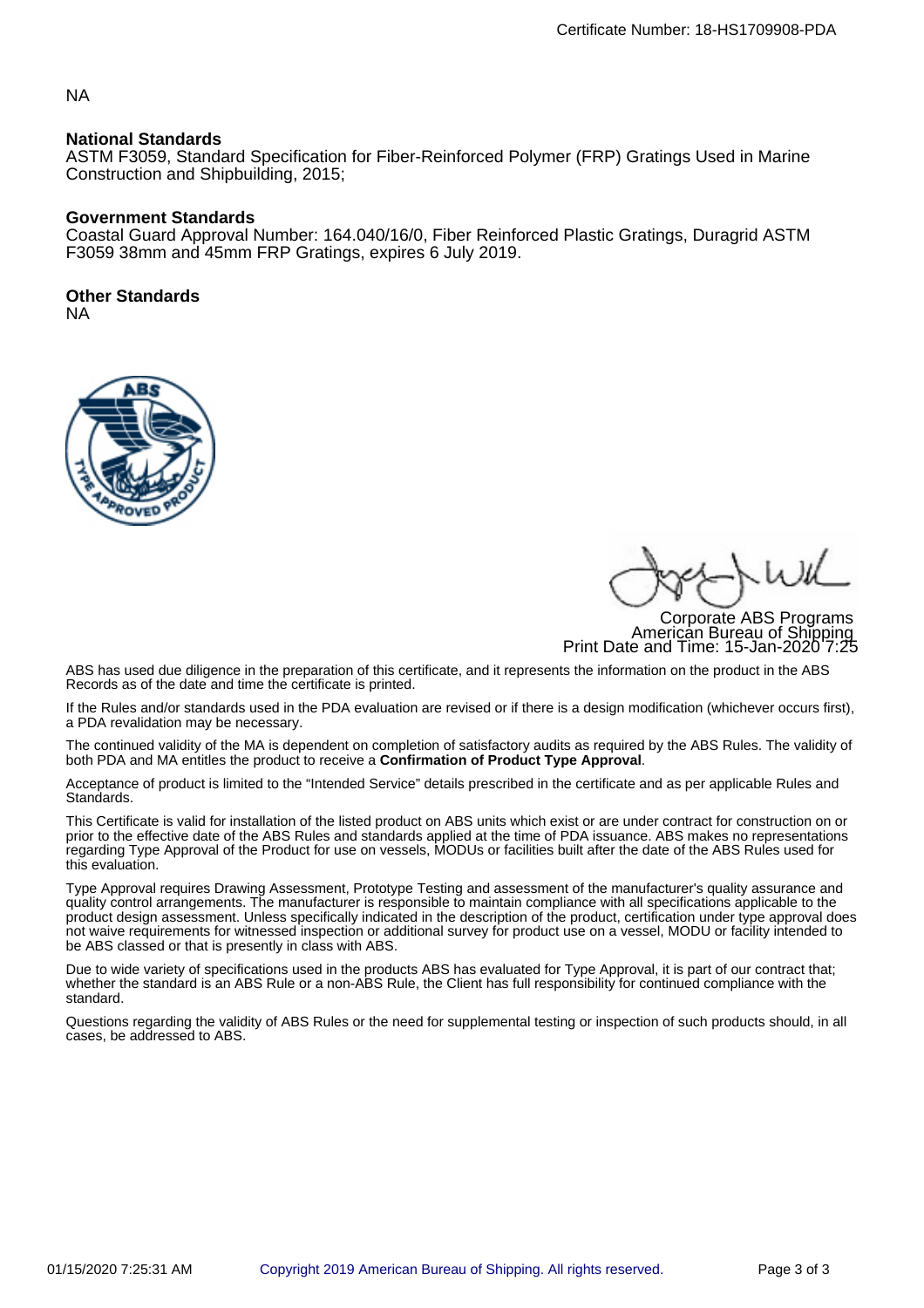NA

**National Standards**
ASTM F3059, Standard Specification for Fiber-Reinforced Polymer (FRP) Gratings Used in Marine Construction and Shipbuilding, 2015;

**Government Standards**
Coastal Guard Approval Number: 164.040/16/0, Fiber Reinforced Plastic Gratings, Duragrid ASTM F3059 38mm and 45mm FRP Gratings, expires 6 July 2019.

**Other Standards**
NA

Corporate ABS Programs
American Bureau of Shipping
Print Date and Time: 15-Jan-2020 7:25

ABS has used due diligence in the preparation of this certificate, and it represents the information on the product in the ABS Records as of the date and time the certificate is printed.

If the Rules and/or standards used in the PDA evaluation are revised or if there is a design modification (whichever occurs first), a PDA revalidation may be necessary.

The continued validity of the MA is dependent on completion of satisfactory audits as required by the ABS Rules. The validity of both PDA and MA entitles the product to receive a **Confirmation of Product Type Approval**.

Acceptance of product is limited to the "Intended Service" details prescribed in the certificate and as per applicable Rules and Standards.

This Certificate is valid for installation of the listed product on ABS units which exist or are under contract for construction on or prior to the effective date of the ABS Rules and standards applied at the time of PDA issuance. ABS makes no representations regarding Type Approval of the Product for use on vessels, MODUs or facilities built after the date of the ABS Rules used for this evaluation.

Type Approval requires Drawing Assessment, Prototype Testing and assessment of the manufacturer's quality assurance and quality control arrangements. The manufacturer is responsible to maintain compliance with all specifications applicable to the product design assessment. Unless specifically indicated in the description of the product, certification under type approval does not waive requirements for witnessed inspection or additional survey for product use on a vessel, MODU or facility intended to be ABS classed or that is presently in class with ABS.

Due to wide variety of specifications used in the products ABS has evaluated for Type Approval, it is part of our contract that; whether the standard is an ABS Rule or a non-ABS Rule, the Client has full responsibility for continued compliance with the standard.

Questions regarding the validity of ABS Rules or the need for supplemental testing or inspection of such products should, in all cases, be addressed to ABS.